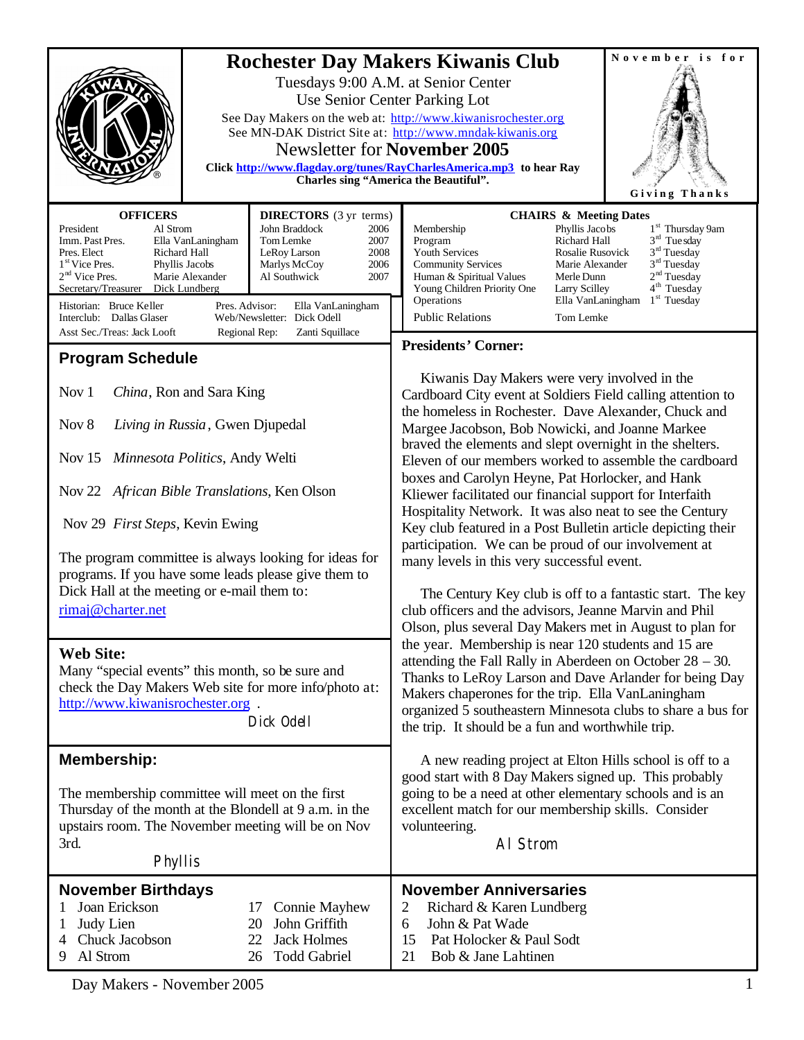# Rochester Day Makers Kiwanis Club

Tuesdays 9:00 A.M. at Senior Center
Use Senior Center Parking Lot

See Day Makers on the web at: http://www.kiwanisrochester.org
See MN-DAK District Site at: http://www.mndak-kiwanis.org

Newsletter for **November 2005**

**Click http://www.flagday.org/tunes/RayCharlesAmerica.mp3 to hear Ray Charles sing "America the Beautiful".**

November is for Giving Thanks

| OFFICERS | |
|---|---|
| President | Al Strom |
| Imm. Past Pres. | Ella VanLaningham |
| Pres. Elect | Richard Hall |
| 1st Vice Pres. | Phyllis Jacobs |
| 2nd Vice Pres. | Marie Alexander |
| Secretary/Treasurer | Dick Lundberg |

| DIRECTORS (3 yr terms) | |
|---|---|
| John Braddock | 2006 |
| Tom Lemke | 2007 |
| LeRoy Larson | 2008 |
| Marlys McCoy | 2006 |
| Al Southwick | 2007 |

Historian: Bruce Keller — Pres. Advisor: Ella VanLaningham
Interclub: Dallas Glaser — Web/Newsletter: Dick Odell
Asst Sec./Treas: Jack Looft — Regional Rep: Zanti Squillace

| CHAIRS & Meeting Dates | | |
|---|---|---|
| Membership | Phyllis Jacobs | 1st Thursday 9am |
| Program | Richard Hall | 3rd Tuesday |
| Youth Services | Rosalie Rusovick | 3rd Tuesday |
| Community Services | Marie Alexander | 3rd Tuesday |
| Human & Spiritual Values | Merle Dunn | 2nd Tuesday |
| Young Children Priority One | Larry Scilley | 4th Tuesday |
| Operations | Ella VanLaningham | 1st Tuesday |
| Public Relations | Tom Lemke | |

## Program Schedule

Nov 1 *China*, Ron and Sara King

Nov 8 *Living in Russia*, Gwen Djupedal

Nov 15 *Minnesota Politics*, Andy Welti

Nov 22 *African Bible Translations*, Ken Olson

Nov 29 *First Steps*, Kevin Ewing

The program committee is always looking for ideas for programs. If you have some leads please give them to Dick Hall at the meeting or e-mail them to: rimaj@charter.net

## Web Site:

Many "special events" this month, so be sure and check the Day Makers Web site for more info/photo at: http://www.kiwanisrochester.org .

Dick Odell

## Membership:

The membership committee will meet on the first Thursday of the month at the Blondell at 9 a.m. in the upstairs room. The November meeting will be on Nov 3rd.

Phyllis

## Presidents' Corner:

Kiwanis Day Makers were very involved in the Cardboard City event at Soldiers Field calling attention to the homeless in Rochester. Dave Alexander, Chuck and Margee Jacobson, Bob Nowicki, and Joanne Markee braved the elements and slept overnight in the shelters. Eleven of our members worked to assemble the cardboard boxes and Carolyn Heyne, Pat Horlocker, and Hank Kliewer facilitated our financial support for Interfaith Hospitality Network. It was also neat to see the Century Key club featured in a Post Bulletin article depicting their participation. We can be proud of our involvement at many levels in this very successful event.

The Century Key club is off to a fantastic start. The key club officers and the advisors, Jeanne Marvin and Phil Olson, plus several Day Makers met in August to plan for the year. Membership is near 120 students and 15 are attending the Fall Rally in Aberdeen on October 28 – 30. Thanks to LeRoy Larson and Dave Arlander for being Day Makers chaperones for the trip. Ella VanLaningham organized 5 southeastern Minnesota clubs to share a bus for the trip. It should be a fun and worthwhile trip.

A new reading project at Elton Hills school is off to a good start with 8 Day Makers signed up. This probably going to be a need at other elementary schools and is an excellent match for our membership skills. Consider volunteering.

Al Strom

## November Birthdays

| | | | |
|---|---|---|---|
| 1 | Joan Erickson | 17 | Connie Mayhew |
| 1 | Judy Lien | 20 | John Griffith |
| 4 | Chuck Jacobson | 22 | Jack Holmes |
| 9 | Al Strom | 26 | Todd Gabriel |

## November Anniversaries

| | |
|---|---|
| 2 | Richard & Karen Lundberg |
| 6 | John & Pat Wade |
| 15 | Pat Holocker & Paul Sodt |
| 21 | Bob & Jane Lahtinen |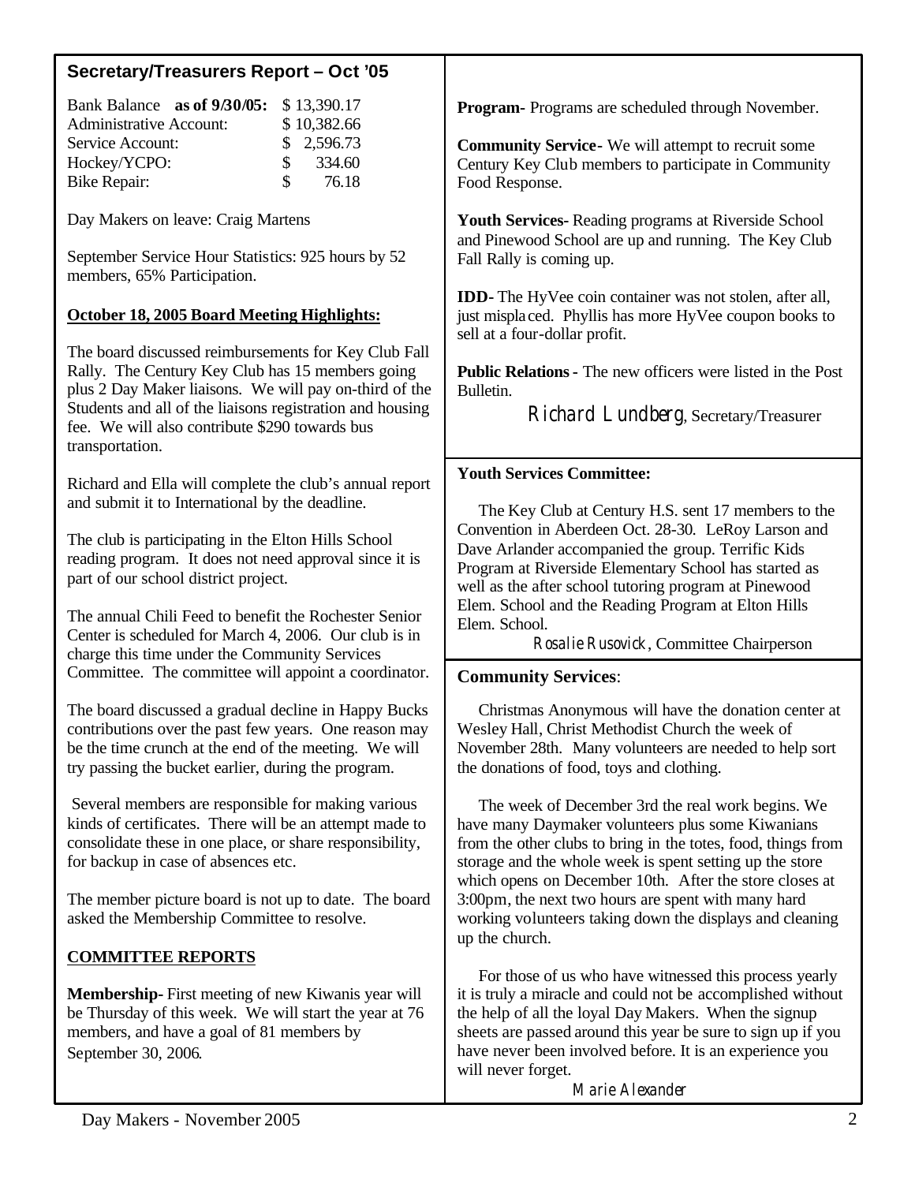## Secretary/Treasurers Report – Oct '05

| Bank Balance **as of 9/30/05:** | $ 13,390.17 |
|---|---|
| Administrative Account: | $ 10,382.66 |
| Service Account: | $ 2,596.73 |
| Hockey/YCPO: | $ 334.60 |
| Bike Repair: | $ 76.18 |

Day Makers on leave: Craig Martens

September Service Hour Statistics: 925 hours by 52 members, 65% Participation.

**October 18, 2005 Board Meeting Highlights:**

The board discussed reimbursements for Key Club Fall Rally. The Century Key Club has 15 members going plus 2 Day Maker liaisons. We will pay on-third of the Students and all of the liaisons registration and housing fee. We will also contribute $290 towards bus transportation.

Richard and Ella will complete the club's annual report and submit it to International by the deadline.

The club is participating in the Elton Hills School reading program. It does not need approval since it is part of our school district project.

The annual Chili Feed to benefit the Rochester Senior Center is scheduled for March 4, 2006. Our club is in charge this time under the Community Services Committee. The committee will appoint a coordinator.

The board discussed a gradual decline in Happy Bucks contributions over the past few years. One reason may be the time crunch at the end of the meeting. We will try passing the bucket earlier, during the program.

Several members are responsible for making various kinds of certificates. There will be an attempt made to consolidate these in one place, or share responsibility, for backup in case of absences etc.

The member picture board is not up to date. The board asked the Membership Committee to resolve.

**COMMITTEE REPORTS**

**Membership-** First meeting of new Kiwanis year will be Thursday of this week. We will start the year at 76 members, and have a goal of 81 members by September 30, 2006.

**Program-** Programs are scheduled through November.

**Community Service-** We will attempt to recruit some Century Key Club members to participate in Community Food Response.

**Youth Services-** Reading programs at Riverside School and Pinewood School are up and running. The Key Club Fall Rally is coming up.

**IDD-** The HyVee coin container was not stolen, after all, just misplaced. Phyllis has more HyVee coupon books to sell at a four-dollar profit.

**Public Relations-** The new officers were listed in the Post Bulletin.

*Richard Lundberg*, Secretary/Treasurer

**Youth Services Committee:**

The Key Club at Century H.S. sent 17 members to the Convention in Aberdeen Oct. 28-30. LeRoy Larson and Dave Arlander accompanied the group. Terrific Kids Program at Riverside Elementary School has started as well as the after school tutoring program at Pinewood Elem. School and the Reading Program at Elton Hills Elem. School.

*Rosalie Rusovick*, Committee Chairperson

**Community Services**:

Christmas Anonymous will have the donation center at Wesley Hall, Christ Methodist Church the week of November 28th. Many volunteers are needed to help sort the donations of food, toys and clothing.

The week of December 3rd the real work begins. We have many Daymaker volunteers plus some Kiwanians from the other clubs to bring in the totes, food, things from storage and the whole week is spent setting up the store which opens on December 10th. After the store closes at 3:00pm, the next two hours are spent with many hard working volunteers taking down the displays and cleaning up the church.

For those of us who have witnessed this process yearly it is truly a miracle and could not be accomplished without the help of all the loyal Day Makers. When the signup sheets are passed around this year be sure to sign up if you have never been involved before. It is an experience you will never forget.

*Marie Alexander*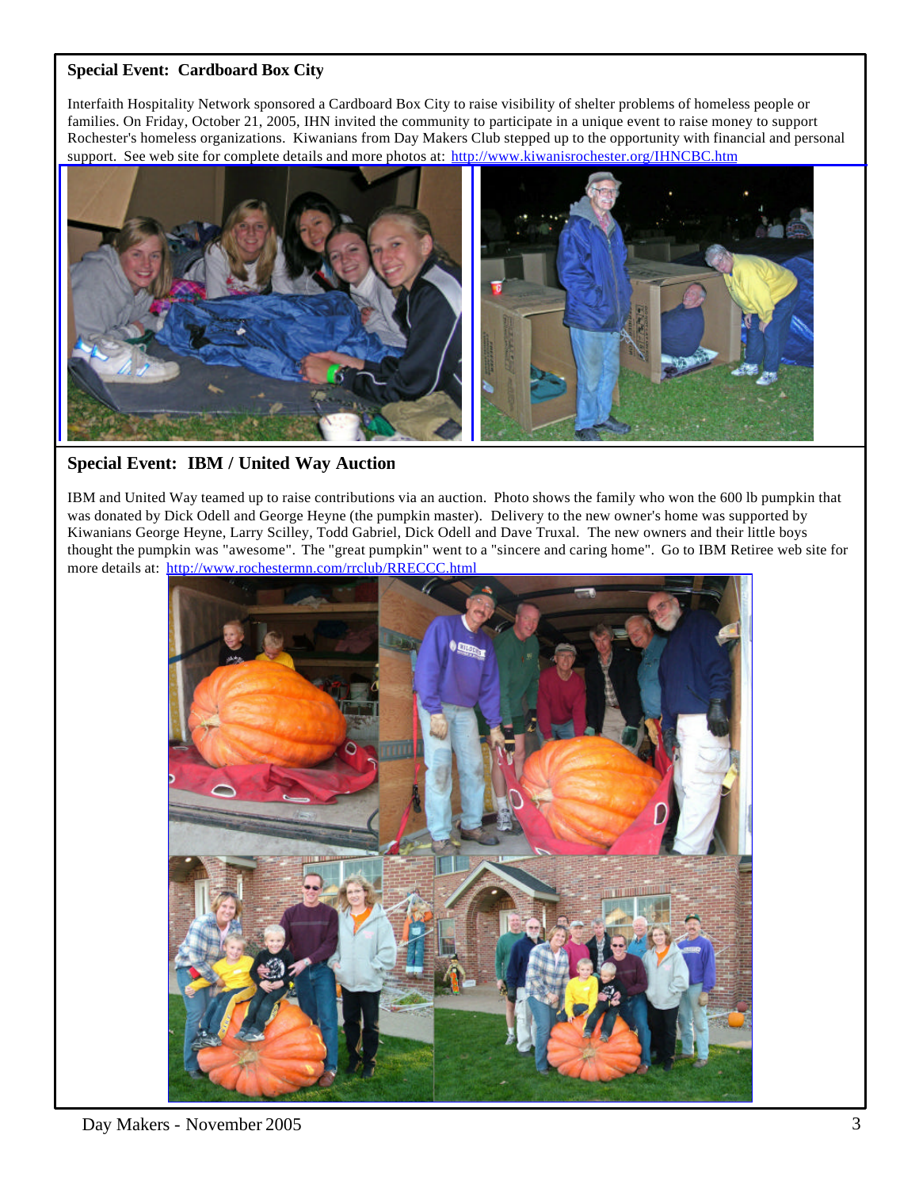## Special Event: Cardboard Box City

Interfaith Hospitality Network sponsored a Cardboard Box City to raise visibility of shelter problems of homeless people or families. On Friday, October 21, 2005, IHN invited the community to participate in a unique event to raise money to support Rochester's homeless organizations. Kiwanians from Day Makers Club stepped up to the opportunity with financial and personal support. See web site for complete details and more photos at: http://www.kiwanisrochester.org/IHNCBC.htm

## Special Event: IBM / United Way Auction

IBM and United Way teamed up to raise contributions via an auction. Photo shows the family who won the 600 lb pumpkin that was donated by Dick Odell and George Heyne (the pumpkin master). Delivery to the new owner's home was supported by Kiwanians George Heyne, Larry Scilley, Todd Gabriel, Dick Odell and Dave Truxal. The new owners and their little boys thought the pumpkin was "awesome". The "great pumpkin" went to a "sincere and caring home". Go to IBM Retiree web site for more details at: http://www.rochestermn.com/rrclub/RRECCC.html